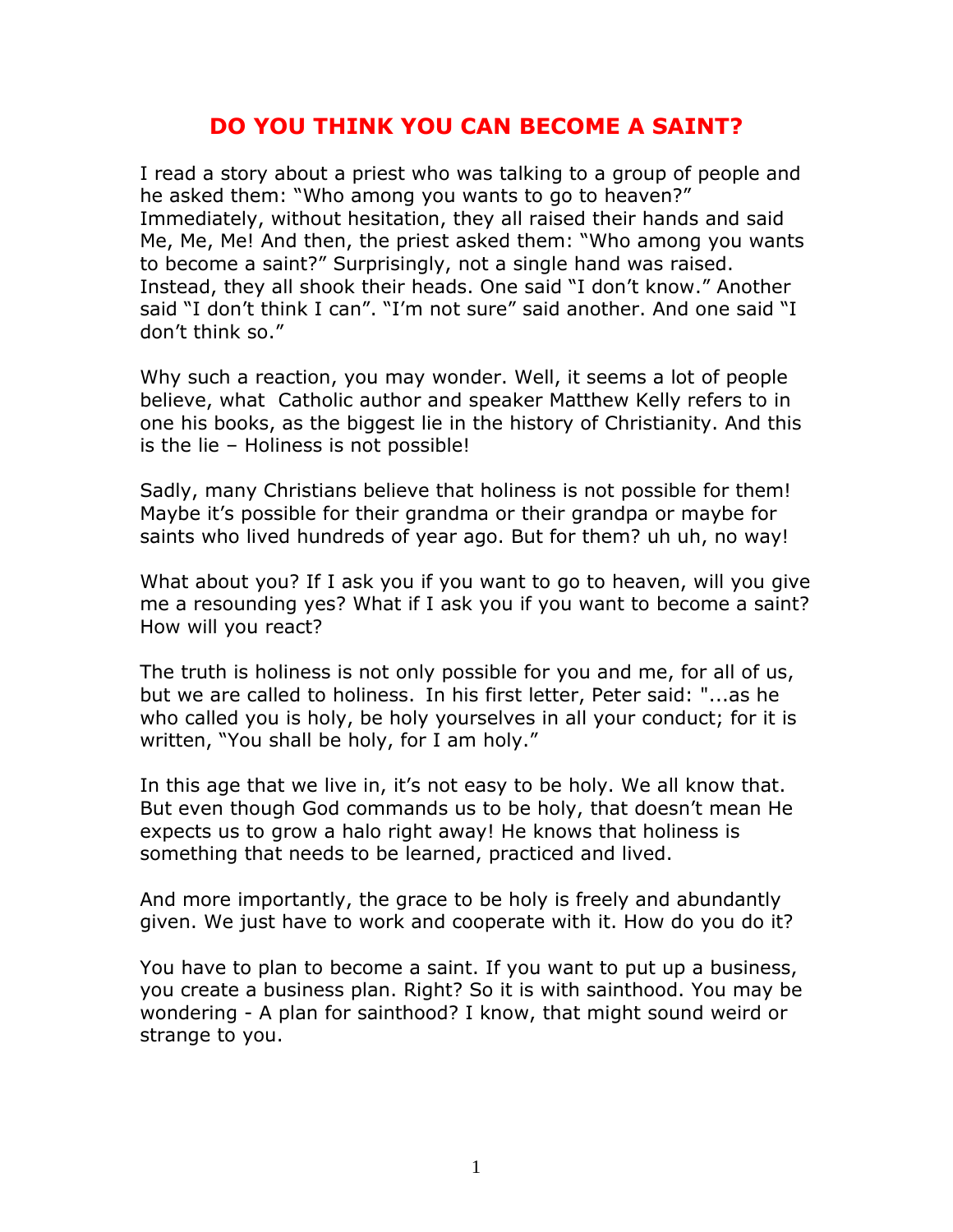# DO YOU THINK YOU CAN BECOME A SAINT?

I read a story about a priest who was talking to a group of people and he asked them: "Who among you wants to go to heaven?" Immediately, without hesitation, they all raised their hands and said Me, Me, Me! And then, the priest asked them: "Who among you wants to become a saint?" Surprisingly, not a single hand was raised. Instead, they all shook their heads. One said "I don't know." Another said "I don't think I can". "I'm not sure" said another. And one said "I don't think so."

Why such a reaction, you may wonder. Well, it seems a lot of people believe, what  Catholic author and speaker Matthew Kelly refers to in one his books, as the biggest lie in the history of Christianity. And this is the lie – Holiness is not possible!

Sadly, many Christians believe that holiness is not possible for them! Maybe it's possible for their grandma or their grandpa or maybe for saints who lived hundreds of year ago. But for them? uh uh, no way!

What about you? If I ask you if you want to go to heaven, will you give me a resounding yes? What if I ask you if you want to become a saint? How will you react?

The truth is holiness is not only possible for you and me, for all of us, but we are called to holiness.  In his first letter, Peter said: "...as he who called you is holy, be holy yourselves in all your conduct; for it is written, "You shall be holy, for I am holy."

In this age that we live in, it's not easy to be holy. We all know that. But even though God commands us to be holy, that doesn't mean He expects us to grow a halo right away! He knows that holiness is something that needs to be learned, practiced and lived.

And more importantly, the grace to be holy is freely and abundantly given. We just have to work and cooperate with it. How do you do it?

You have to plan to become a saint. If you want to put up a business, you create a business plan. Right? So it is with sainthood. You may be wondering - A plan for sainthood? I know, that might sound weird or strange to you.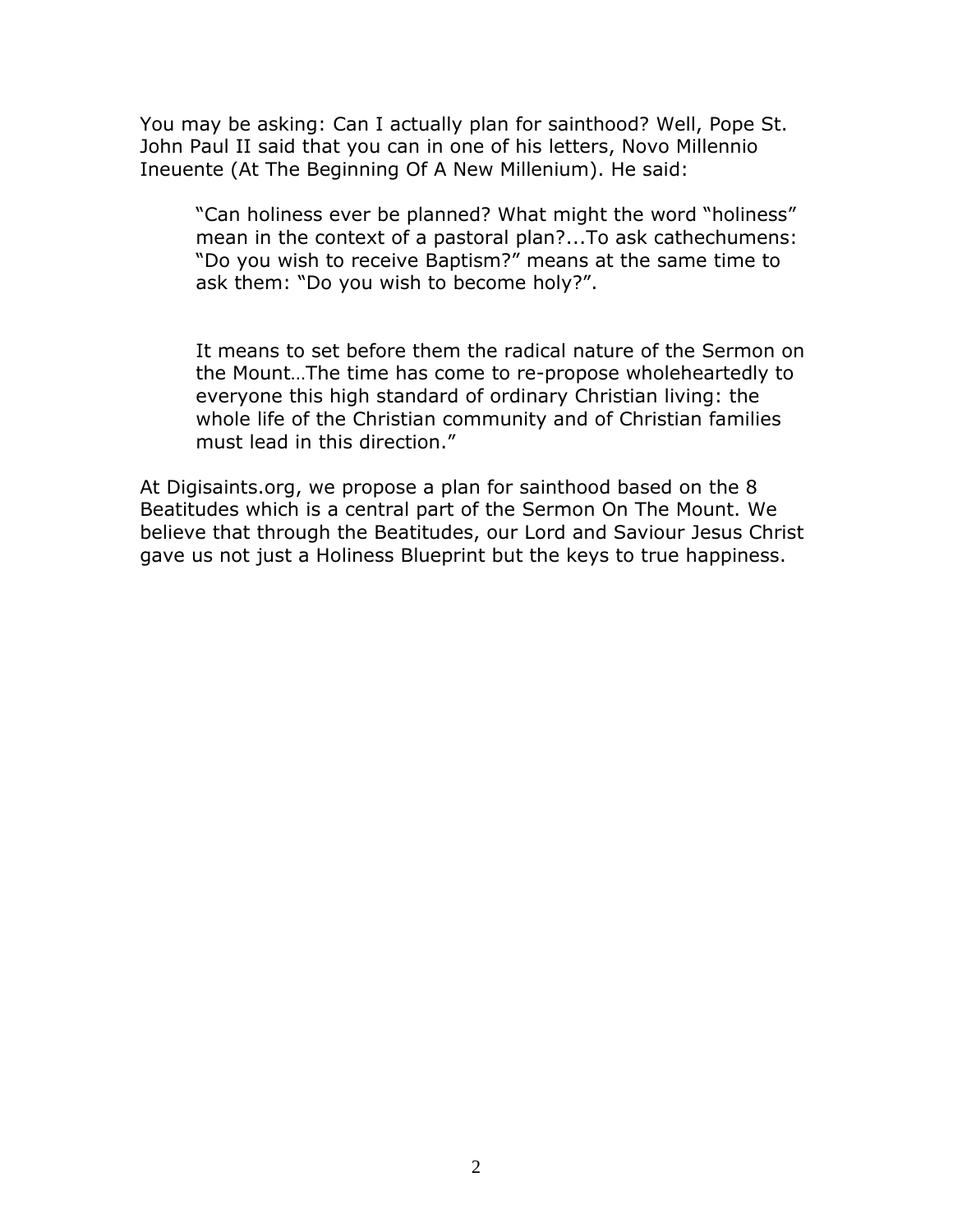You may be asking: Can I actually plan for sainthood? Well, Pope St. John Paul II said that you can in one of his letters, Novo Millennio Ineuente (At The Beginning Of A New Millenium). He said:

> "Can holiness ever be planned? What might the word "holiness" mean in the context of a pastoral plan?...To ask cathechumens: "Do you wish to receive Baptism?" means at the same time to ask them: "Do you wish to become holy?".
>
> It means to set before them the radical nature of the Sermon on the Mount…The time has come to re-propose wholeheartedly to everyone this high standard of ordinary Christian living: the whole life of the Christian community and of Christian families must lead in this direction."

At Digisaints.org, we propose a plan for sainthood based on the 8 Beatitudes which is a central part of the Sermon On The Mount. We believe that through the Beatitudes, our Lord and Saviour Jesus Christ gave us not just a Holiness Blueprint but the keys to true happiness.